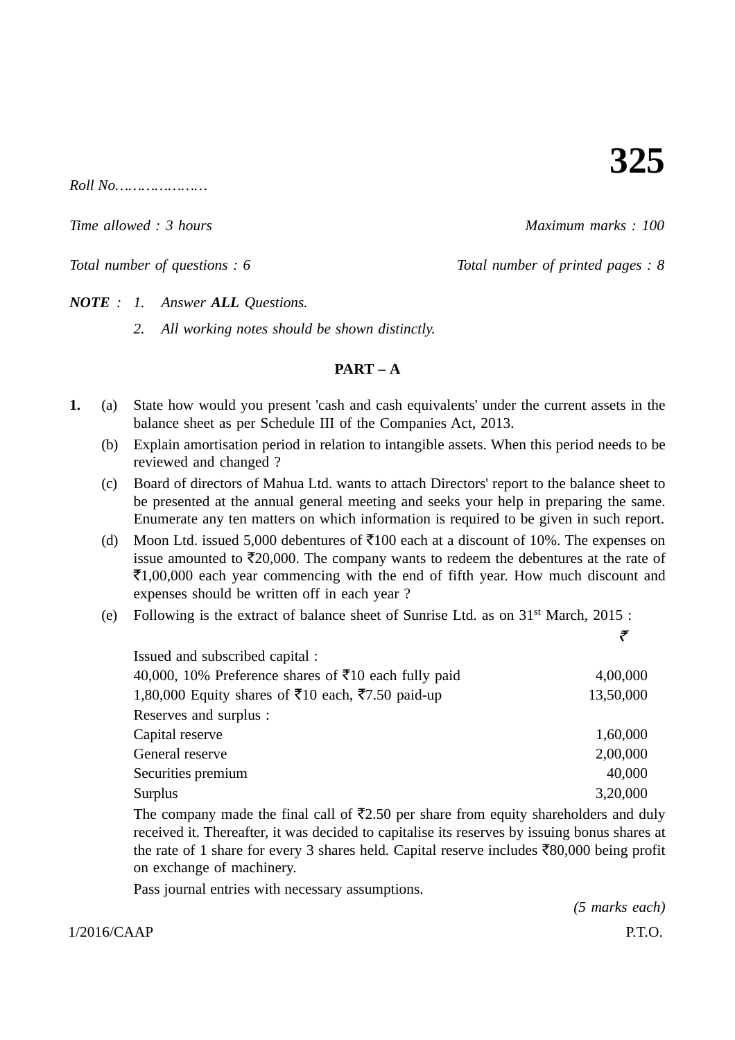# 325

*Roll No…………………*

*Time allowed : 3 hours* *Maximum marks : 100*

*Total number of questions : 6* *Total number of printed pages : 8*

***NOTE*** *: 1. Answer **ALL** Questions.*

*2. All working notes should be shown distinctly.*

## PART – A

**1.** (a) State how would you present 'cash and cash equivalents' under the current assets in the balance sheet as per Schedule III of the Companies Act, 2013.

(b) Explain amortisation period in relation to intangible assets. When this period needs to be reviewed and changed ?

(c) Board of directors of Mahua Ltd. wants to attach Directors' report to the balance sheet to be presented at the annual general meeting and seeks your help in preparing the same. Enumerate any ten matters on which information is required to be given in such report.

(d) Moon Ltd. issued 5,000 debentures of ₹100 each at a discount of 10%. The expenses on issue amounted to ₹20,000. The company wants to redeem the debentures at the rate of ₹1,00,000 each year commencing with the end of fifth year. How much discount and expenses should be written off in each year ?

(e) Following is the extract of balance sheet of Sunrise Ltd. as on 31st March, 2015 :

| | ₹ |
|---|---|
| Issued and subscribed capital : | |
| 40,000, 10% Preference shares of ₹10 each fully paid | 4,00,000 |
| 1,80,000 Equity shares of ₹10 each, ₹7.50 paid-up | 13,50,000 |
| Reserves and surplus : | |
| Capital reserve | 1,60,000 |
| General reserve | 2,00,000 |
| Securities premium | 40,000 |
| Surplus | 3,20,000 |

The company made the final call of ₹2.50 per share from equity shareholders and duly received it. Thereafter, it was decided to capitalise its reserves by issuing bonus shares at the rate of 1 share for every 3 shares held. Capital reserve includes ₹80,000 being profit on exchange of machinery.

Pass journal entries with necessary assumptions.

*(5 marks each)*

1/2016/CAAP P.T.O.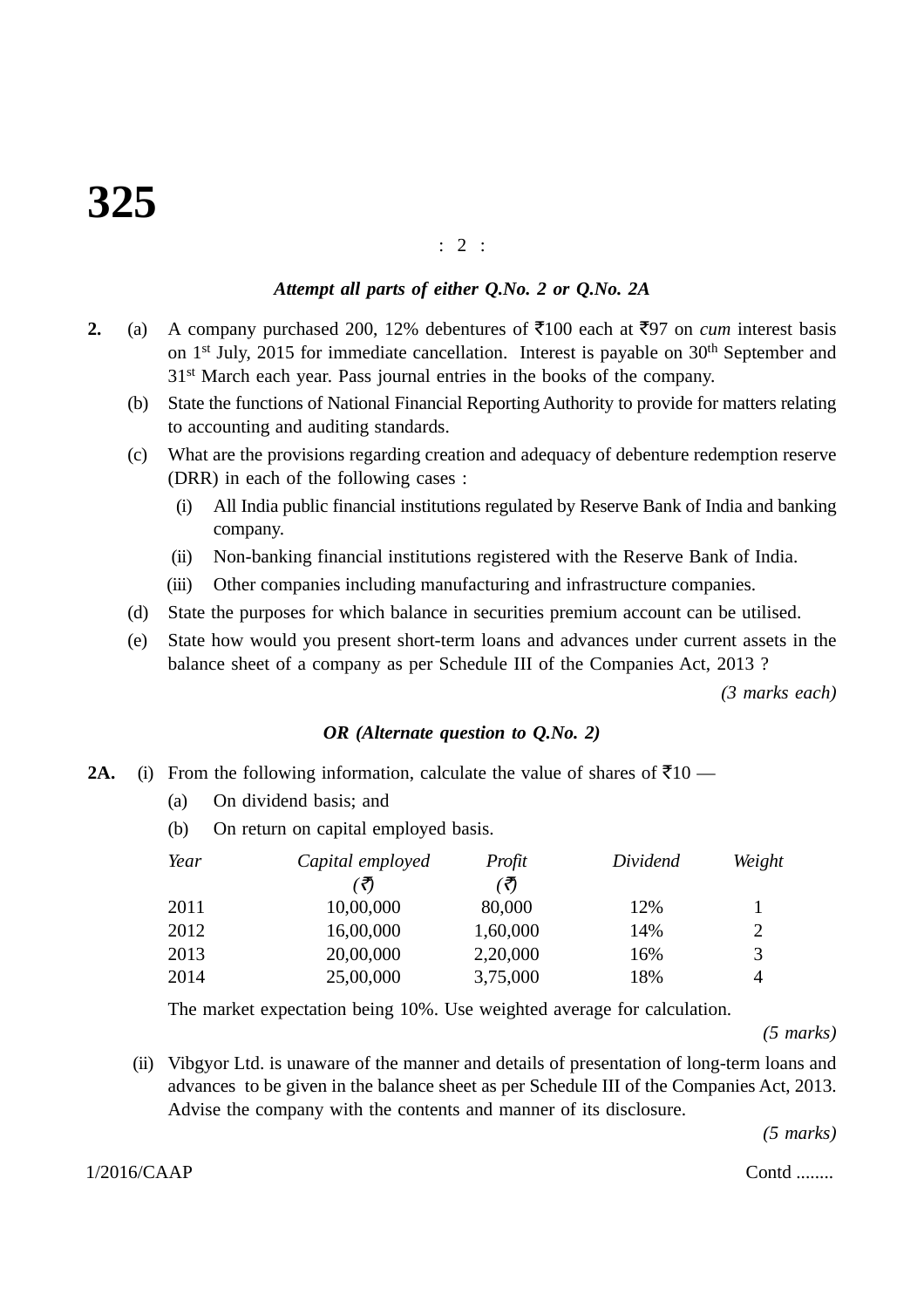*Attempt all parts of either Q.No. 2 or Q.No. 2A*

**2.** (a) A company purchased 200, 12% debentures of ₹100 each at ₹97 on *cum* interest basis on 1st July, 2015 for immediate cancellation. Interest is payable on 30th September and 31st March each year. Pass journal entries in the books of the company.

(b) State the functions of National Financial Reporting Authority to provide for matters relating to accounting and auditing standards.

(c) What are the provisions regarding creation and adequacy of debenture redemption reserve (DRR) in each of the following cases :

(i) All India public financial institutions regulated by Reserve Bank of India and banking company.

(ii) Non-banking financial institutions registered with the Reserve Bank of India.

(iii) Other companies including manufacturing and infrastructure companies.

(d) State the purposes for which balance in securities premium account can be utilised.

(e) State how would you present short-term loans and advances under current assets in the balance sheet of a company as per Schedule III of the Companies Act, 2013 ?

*(3 marks each)*

***OR (Alternate question to Q.No. 2)***

**2A.** (i) From the following information, calculate the value of shares of ₹10 —

(a) On dividend basis; and

(b) On return on capital employed basis.

| *Year* | *Capital employed (₹)* | *Profit (₹)* | *Dividend* | *Weight* |
|---|---|---|---|---|
| 2011 | 10,00,000 | 80,000 | 12% | 1 |
| 2012 | 16,00,000 | 1,60,000 | 14% | 2 |
| 2013 | 20,00,000 | 2,20,000 | 16% | 3 |
| 2014 | 25,00,000 | 3,75,000 | 18% | 4 |

The market expectation being 10%. Use weighted average for calculation.

*(5 marks)*

(ii) Vibgyor Ltd. is unaware of the manner and details of presentation of long-term loans and advances to be given in the balance sheet as per Schedule III of the Companies Act, 2013. Advise the company with the contents and manner of its disclosure.

*(5 marks)*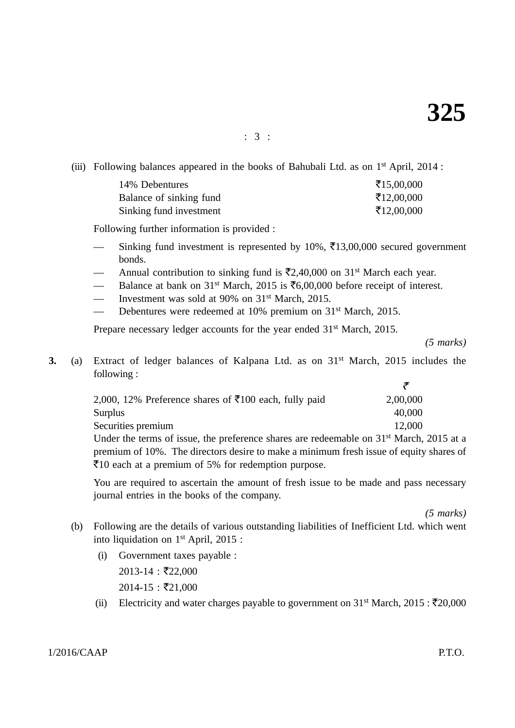(iii) Following balances appeared in the books of Bahubali Ltd. as on 1st April, 2014 :

| | |
|---|---|
| 14% Debentures | ₹15,00,000 |
| Balance of sinking fund | ₹12,00,000 |
| Sinking fund investment | ₹12,00,000 |

Following further information is provided :

- Sinking fund investment is represented by 10%, ₹13,00,000 secured government bonds.
- Annual contribution to sinking fund is ₹2,40,000 on 31st March each year.
- Balance at bank on 31st March, 2015 is ₹6,00,000 before receipt of interest.
- Investment was sold at 90% on 31st March, 2015.
- Debentures were redeemed at 10% premium on 31st March, 2015.

Prepare necessary ledger accounts for the year ended 31st March, 2015.

*(5 marks)*

**3.** (a) Extract of ledger balances of Kalpana Ltd. as on 31st March, 2015 includes the following :

| | ₹ |
|---|---|
| 2,000, 12% Preference shares of ₹100 each, fully paid | 2,00,000 |
| Surplus | 40,000 |
| Securities premium | 12,000 |

Under the terms of issue, the preference shares are redeemable on 31st March, 2015 at a premium of 10%. The directors desire to make a minimum fresh issue of equity shares of ₹10 each at a premium of 5% for redemption purpose.

You are required to ascertain the amount of fresh issue to be made and pass necessary journal entries in the books of the company.

*(5 marks)*

(b) Following are the details of various outstanding liabilities of Inefficient Ltd. which went into liquidation on 1st April, 2015 :

(i) Government taxes payable :

2013-14 : ₹22,000

2014-15 : ₹21,000

(ii) Electricity and water charges payable to government on 31st March, 2015 : ₹20,000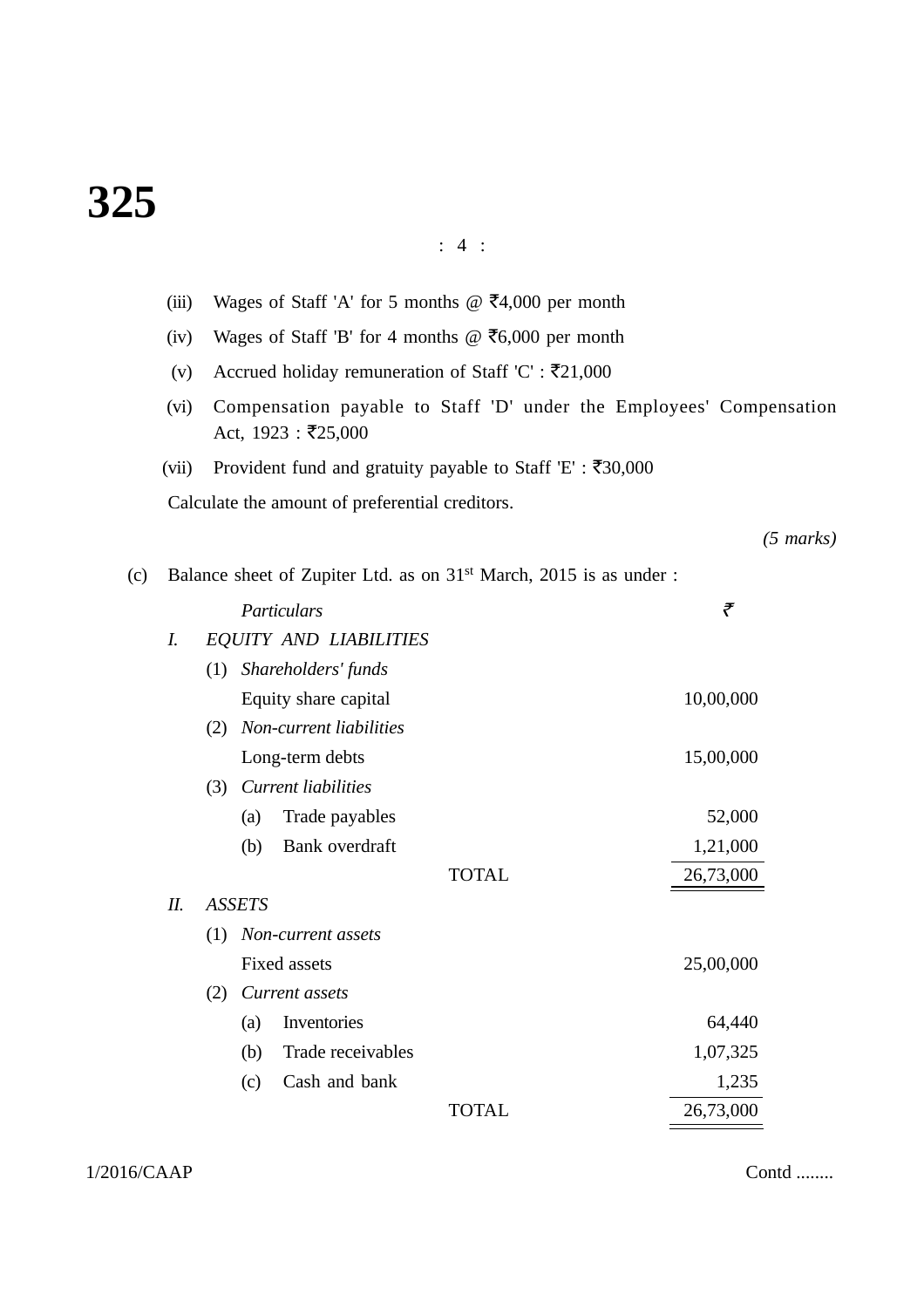(iii) Wages of Staff 'A' for 5 months @ ₹4,000 per month

(iv) Wages of Staff 'B' for 4 months @ ₹6,000 per month

(v) Accrued holiday remuneration of Staff 'C' : ₹21,000

(vi) Compensation payable to Staff 'D' under the Employees' Compensation Act, 1923 : ₹25,000

(vii) Provident fund and gratuity payable to Staff 'E' : ₹30,000

Calculate the amount of preferential creditors.

*(5 marks)*

(c) Balance sheet of Zupiter Ltd. as on 31st March, 2015 is as under :

| *Particulars* | ₹ |
|---|---|
| *I. EQUITY AND LIABILITIES* | |
| (1) *Shareholders' funds* | |
| Equity share capital | 10,00,000 |
| (2) *Non-current liabilities* | |
| Long-term debts | 15,00,000 |
| (3) *Current liabilities* | |
| (a) Trade payables | 52,000 |
| (b) Bank overdraft | 1,21,000 |
| TOTAL | 26,73,000 |
| *II. ASSETS* | |
| (1) *Non-current assets* | |
| Fixed assets | 25,00,000 |
| (2) *Current assets* | |
| (a) Inventories | 64,440 |
| (b) Trade receivables | 1,07,325 |
| (c) Cash and bank | 1,235 |
| TOTAL | 26,73,000 |

Contd ........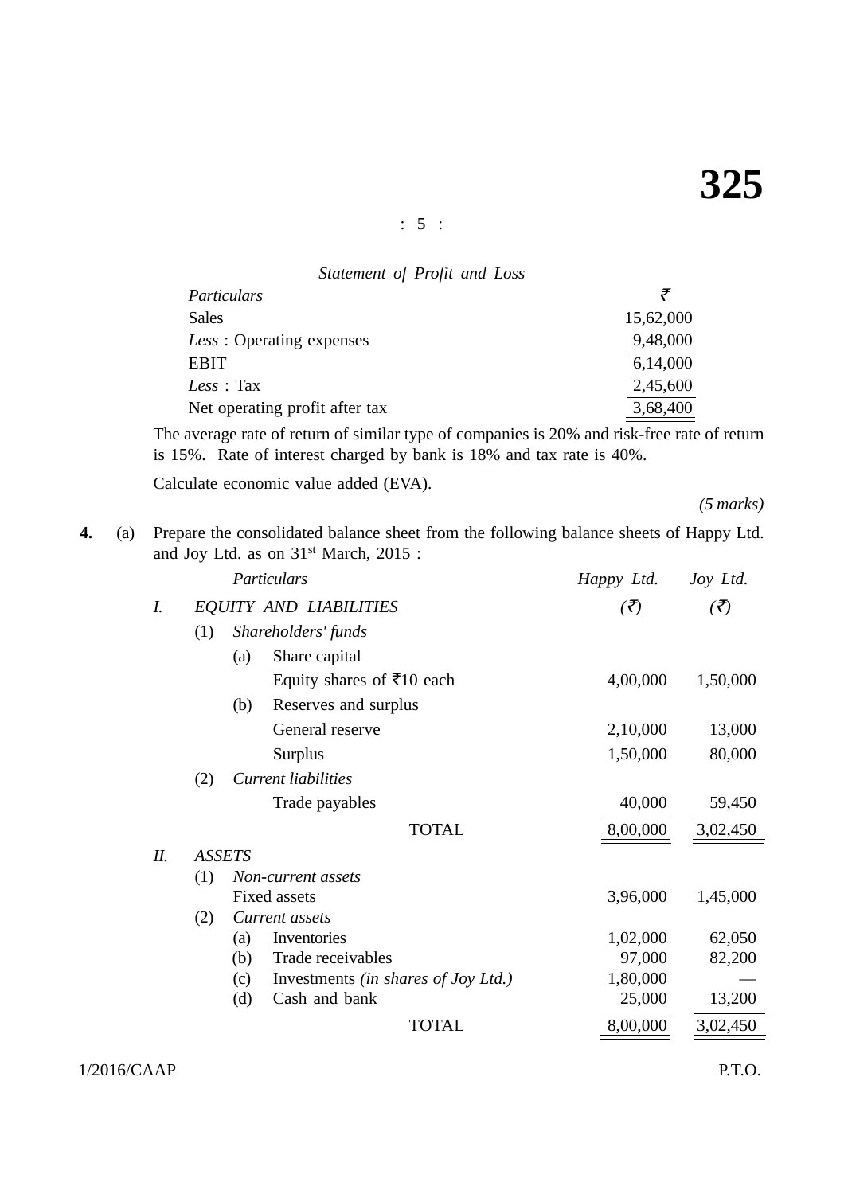*Statement of Profit and Loss*

| *Particulars* | ₹ |
|---|---|
| Sales | 15,62,000 |
| *Less* : Operating expenses | 9,48,000 |
| EBIT | 6,14,000 |
| *Less* : Tax | 2,45,600 |
| Net operating profit after tax | 3,68,400 |

The average rate of return of similar type of companies is 20% and risk-free rate of return is 15%. Rate of interest charged by bank is 18% and tax rate is 40%.

Calculate economic value added (EVA).

*(5 marks)*

**4.** (a) Prepare the consolidated balance sheet from the following balance sheets of Happy Ltd. and Joy Ltd. as on 31st March, 2015 :

| *Particulars* | *Happy Ltd.* | *Joy Ltd.* |
|---|---|---|
| I. *EQUITY AND LIABILITIES* | *(₹)* | *(₹)* |
| (1) *Shareholders' funds* | | |
| (a) Share capital | | |
| Equity shares of ₹10 each | 4,00,000 | 1,50,000 |
| (b) Reserves and surplus | | |
| General reserve | 2,10,000 | 13,000 |
| Surplus | 1,50,000 | 80,000 |
| (2) *Current liabilities* | | |
| Trade payables | 40,000 | 59,450 |
| TOTAL | 8,00,000 | 3,02,450 |
| II. *ASSETS* | | |
| (1) *Non-current assets* | | |
| Fixed assets | 3,96,000 | 1,45,000 |
| (2) *Current assets* | | |
| (a) Inventories | 1,02,000 | 62,050 |
| (b) Trade receivables | 97,000 | 82,200 |
| (c) Investments *(in shares of Joy Ltd.)* | 1,80,000 | — |
| (d) Cash and bank | 25,000 | 13,200 |
| TOTAL | 8,00,000 | 3,02,450 |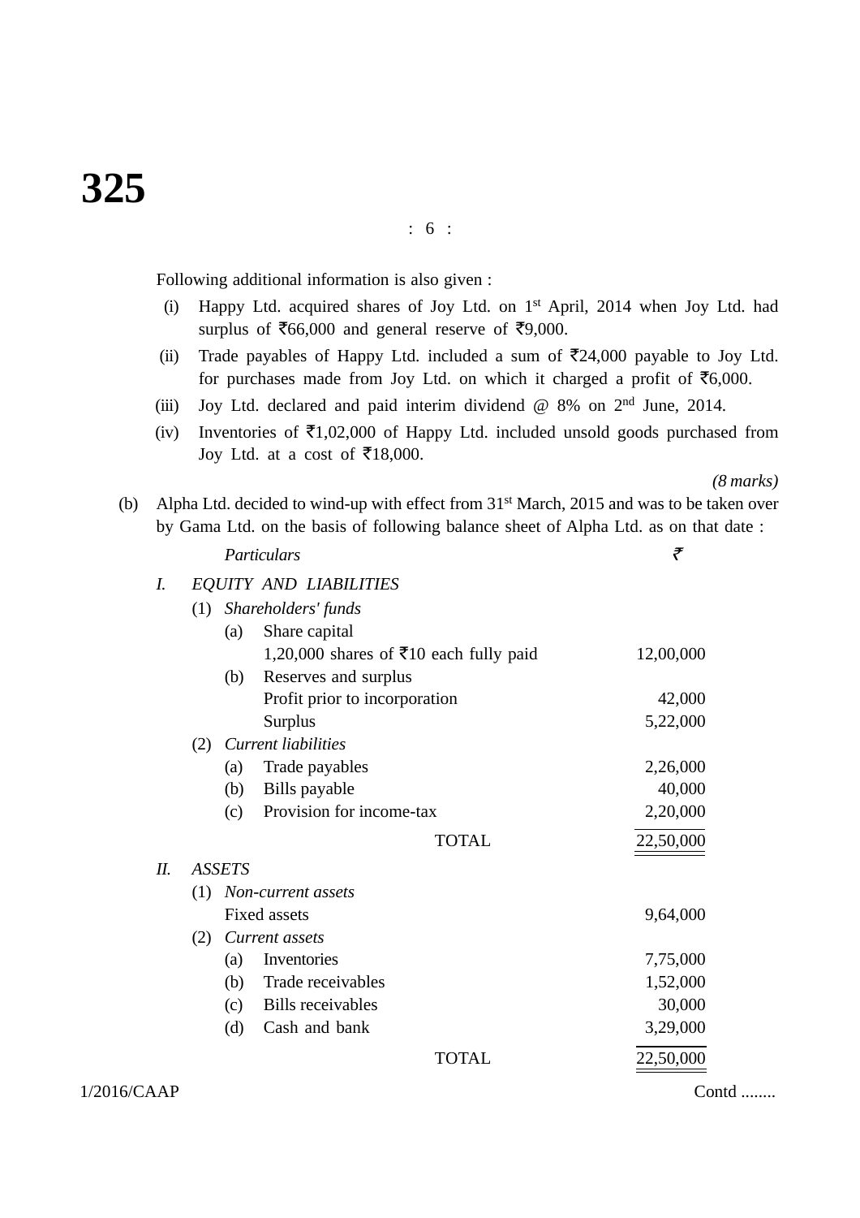Following additional information is also given :

(i) Happy Ltd. acquired shares of Joy Ltd. on 1st April, 2014 when Joy Ltd. had surplus of ₹66,000 and general reserve of ₹9,000.

(ii) Trade payables of Happy Ltd. included a sum of ₹24,000 payable to Joy Ltd. for purchases made from Joy Ltd. on which it charged a profit of ₹6,000.

(iii) Joy Ltd. declared and paid interim dividend @ 8% on 2nd June, 2014.

(iv) Inventories of ₹1,02,000 of Happy Ltd. included unsold goods purchased from Joy Ltd. at a cost of ₹18,000.

*(8 marks)*

(b) Alpha Ltd. decided to wind-up with effect from 31st March, 2015 and was to be taken over by Gama Ltd. on the basis of following balance sheet of Alpha Ltd. as on that date :

| | | | *Particulars* | ₹ |
|---|---|---|---|---|
| *I.* | *EQUITY AND LIABILITIES* | | | |
| | (1) | *Shareholders' funds* | | |
| | | (a) | Share capital | |
| | | | 1,20,000 shares of ₹10 each fully paid | 12,00,000 |
| | | (b) | Reserves and surplus | |
| | | | Profit prior to incorporation | 42,000 |
| | | | Surplus | 5,22,000 |
| | (2) | *Current liabilities* | | |
| | | (a) | Trade payables | 2,26,000 |
| | | (b) | Bills payable | 40,000 |
| | | (c) | Provision for income-tax | 2,20,000 |
| | | | TOTAL | 22,50,000 |
| *II.* | *ASSETS* | | | |
| | (1) | *Non-current assets* | | |
| | | Fixed assets | | 9,64,000 |
| | (2) | *Current assets* | | |
| | | (a) | Inventories | 7,75,000 |
| | | (b) | Trade receivables | 1,52,000 |
| | | (c) | Bills receivables | 30,000 |
| | | (d) | Cash and bank | 3,29,000 |
| | | | TOTAL | 22,50,000 |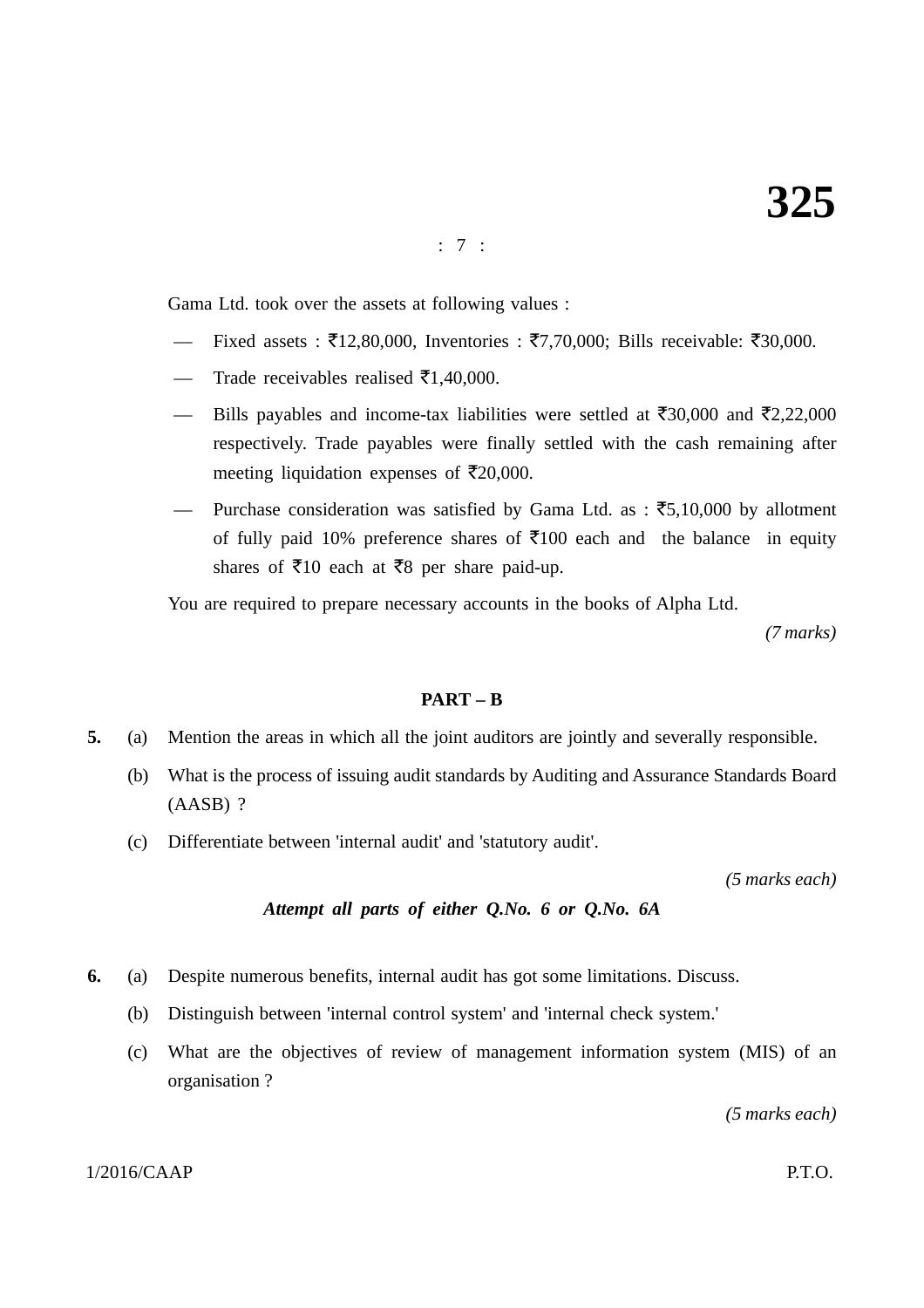Gama Ltd. took over the assets at following values :

- Fixed assets : ₹12,80,000, Inventories : ₹7,70,000; Bills receivable: ₹30,000.
- Trade receivables realised ₹1,40,000.
- Bills payables and income-tax liabilities were settled at ₹30,000 and ₹2,22,000 respectively. Trade payables were finally settled with the cash remaining after meeting liquidation expenses of ₹20,000.
- Purchase consideration was satisfied by Gama Ltd. as : ₹5,10,000 by allotment of fully paid 10% preference shares of ₹100 each and the balance in equity shares of ₹10 each at ₹8 per share paid-up.

You are required to prepare necessary accounts in the books of Alpha Ltd.

*(7 marks)*

## PART – B

**5.** (a) Mention the areas in which all the joint auditors are jointly and severally responsible.

(b) What is the process of issuing audit standards by Auditing and Assurance Standards Board (AASB) ?

(c) Differentiate between 'internal audit' and 'statutory audit'.

*(5 marks each)*

***Attempt all parts of either Q.No. 6 or Q.No. 6A***

**6.** (a) Despite numerous benefits, internal audit has got some limitations. Discuss.

(b) Distinguish between 'internal control system' and 'internal check system.'

(c) What are the objectives of review of management information system (MIS) of an organisation ?

*(5 marks each)*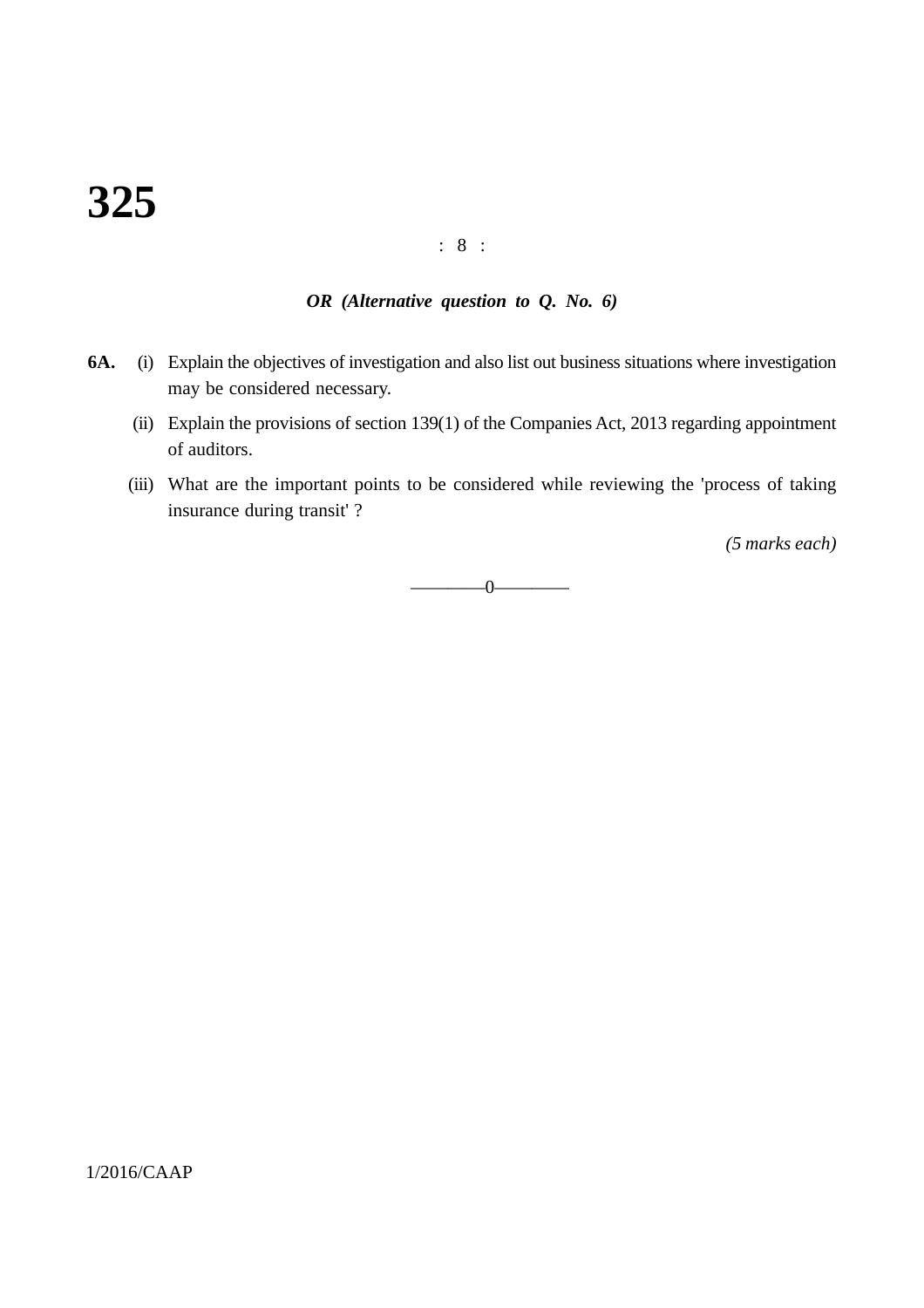*OR (Alternative question to Q. No. 6)*

**6A.** (i) Explain the objectives of investigation and also list out business situations where investigation may be considered necessary.

(ii) Explain the provisions of section 139(1) of the Companies Act, 2013 regarding appointment of auditors.

(iii) What are the important points to be considered while reviewing the 'process of taking insurance during transit' ?

*(5 marks each)*

———0———